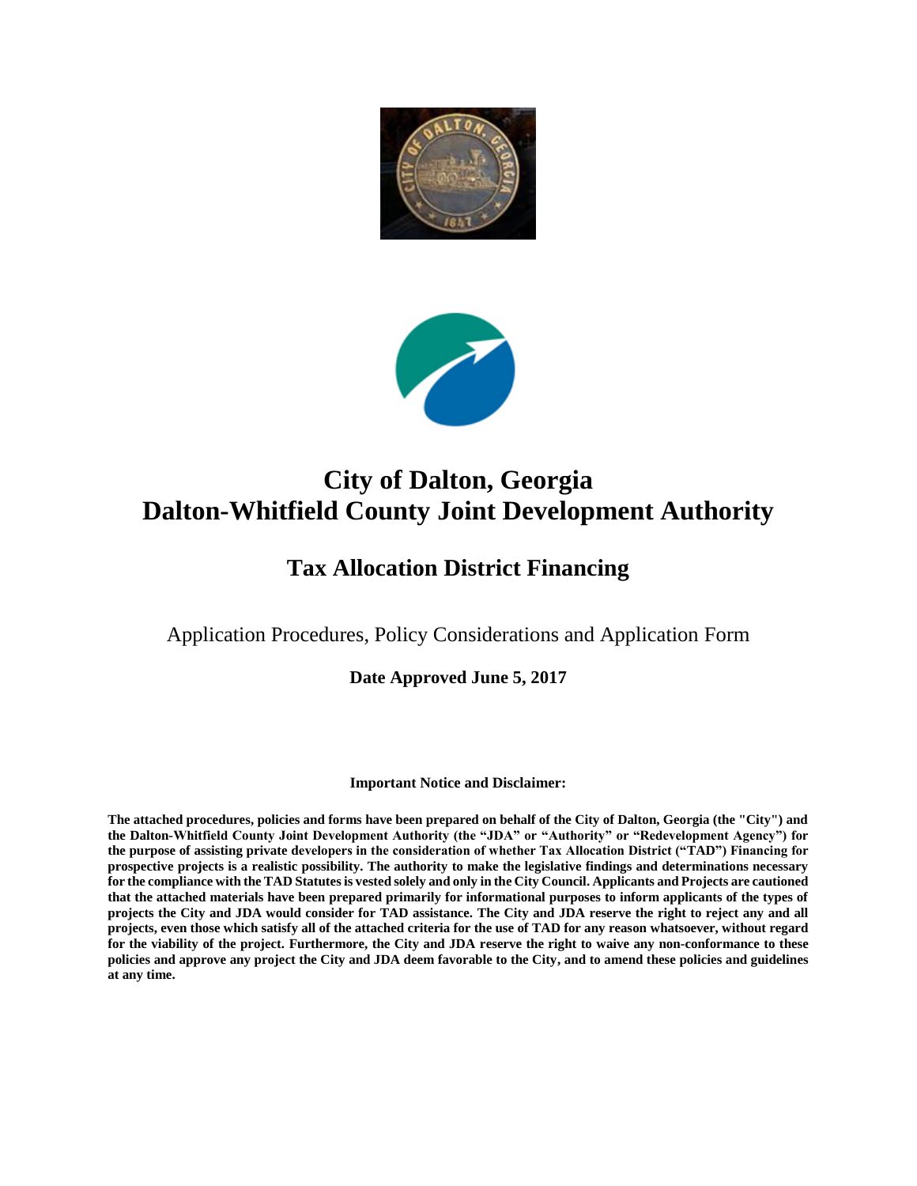# City of Dalton, Georgia
# Dalton-Whitfield County Joint Development Authority

## Tax Allocation District Financing

Application Procedures, Policy Considerations and Application Form

**Date Approved June 5, 2017**

**Important Notice and Disclaimer:**

**The attached procedures, policies and forms have been prepared on behalf of the City of Dalton, Georgia (the "City") and the Dalton-Whitfield County Joint Development Authority (the "JDA" or "Authority" or "Redevelopment Agency") for the purpose of assisting private developers in the consideration of whether Tax Allocation District ("TAD") Financing for prospective projects is a realistic possibility. The authority to make the legislative findings and determinations necessary for the compliance with the TAD Statutes is vested solely and only in the City Council. Applicants and Projects are cautioned that the attached materials have been prepared primarily for informational purposes to inform applicants of the types of projects the City and JDA would consider for TAD assistance. The City and JDA reserve the right to reject any and all projects, even those which satisfy all of the attached criteria for the use of TAD for any reason whatsoever, without regard for the viability of the project. Furthermore, the City and JDA reserve the right to waive any non-conformance to these policies and approve any project the City and JDA deem favorable to the City, and to amend these policies and guidelines at any time.**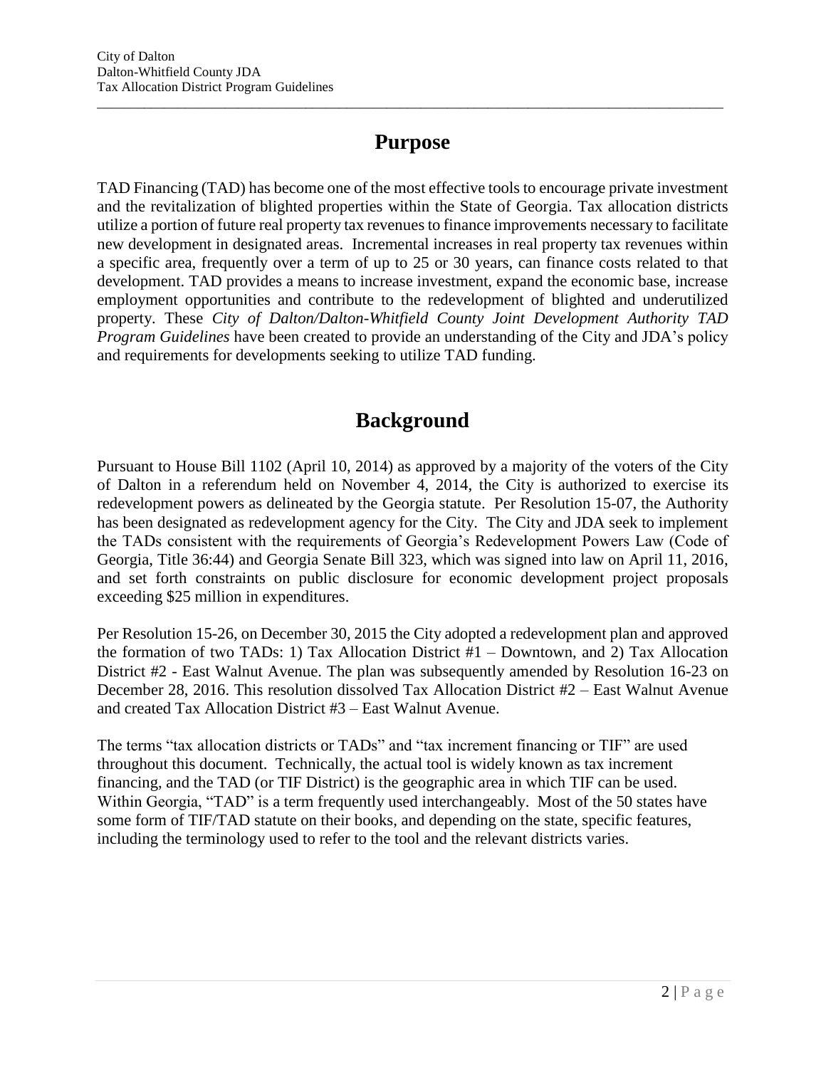# Purpose

TAD Financing (TAD) has become one of the most effective tools to encourage private investment and the revitalization of blighted properties within the State of Georgia. Tax allocation districts utilize a portion of future real property tax revenues to finance improvements necessary to facilitate new development in designated areas. Incremental increases in real property tax revenues within a specific area, frequently over a term of up to 25 or 30 years, can finance costs related to that development. TAD provides a means to increase investment, expand the economic base, increase employment opportunities and contribute to the redevelopment of blighted and underutilized property. These *City of Dalton/Dalton-Whitfield County Joint Development Authority TAD Program Guidelines* have been created to provide an understanding of the City and JDA's policy and requirements for developments seeking to utilize TAD funding.

# Background

Pursuant to House Bill 1102 (April 10, 2014) as approved by a majority of the voters of the City of Dalton in a referendum held on November 4, 2014, the City is authorized to exercise its redevelopment powers as delineated by the Georgia statute. Per Resolution 15-07, the Authority has been designated as redevelopment agency for the City. The City and JDA seek to implement the TADs consistent with the requirements of Georgia's Redevelopment Powers Law (Code of Georgia, Title 36:44) and Georgia Senate Bill 323, which was signed into law on April 11, 2016, and set forth constraints on public disclosure for economic development project proposals exceeding $25 million in expenditures.

Per Resolution 15-26, on December 30, 2015 the City adopted a redevelopment plan and approved the formation of two TADs: 1) Tax Allocation District #1 – Downtown, and 2) Tax Allocation District #2 - East Walnut Avenue. The plan was subsequently amended by Resolution 16-23 on December 28, 2016. This resolution dissolved Tax Allocation District #2 – East Walnut Avenue and created Tax Allocation District #3 – East Walnut Avenue.

The terms "tax allocation districts or TADs" and "tax increment financing or TIF" are used throughout this document. Technically, the actual tool is widely known as tax increment financing, and the TAD (or TIF District) is the geographic area in which TIF can be used. Within Georgia, "TAD" is a term frequently used interchangeably. Most of the 50 states have some form of TIF/TAD statute on their books, and depending on the state, specific features, including the terminology used to refer to the tool and the relevant districts varies.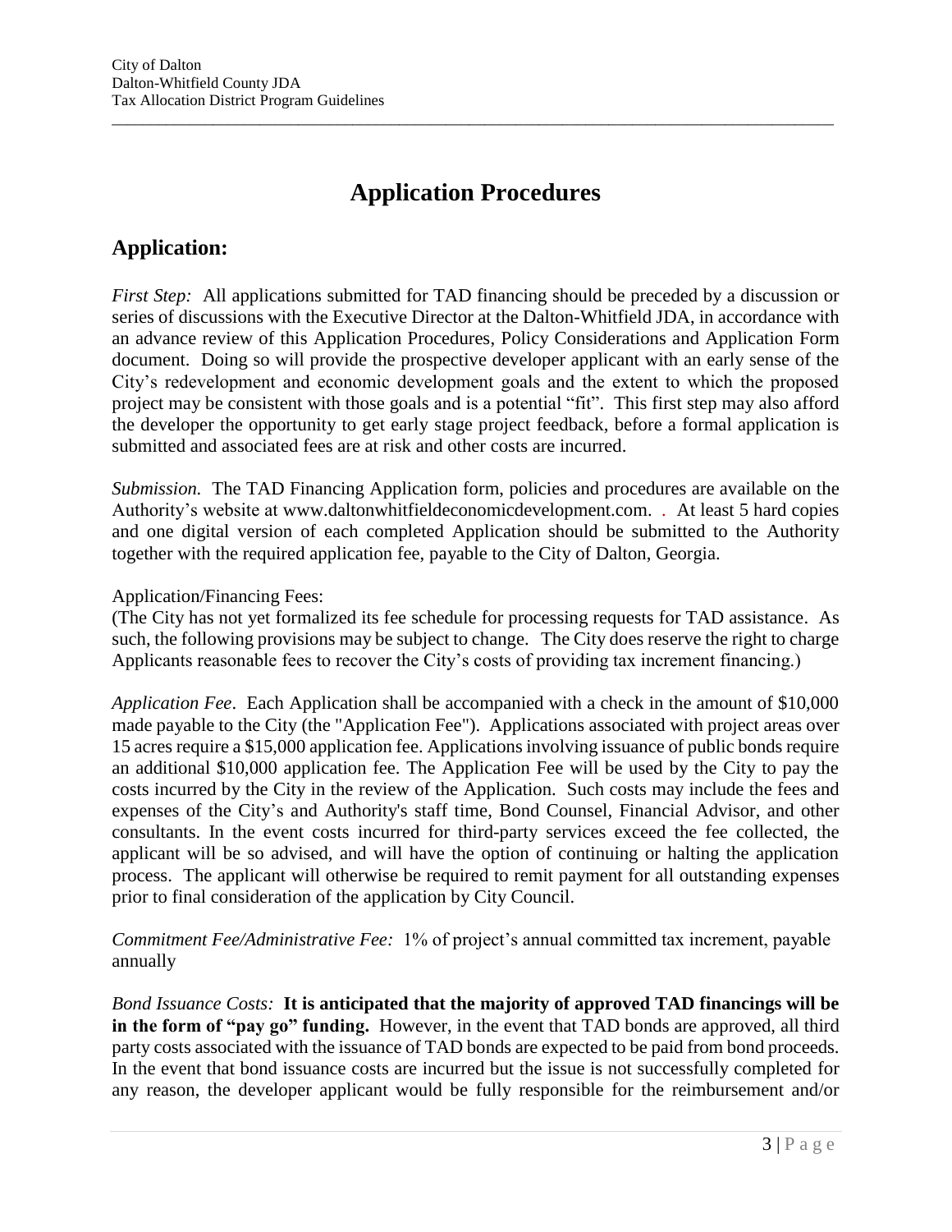# Application Procedures

## Application:

*First Step:* All applications submitted for TAD financing should be preceded by a discussion or series of discussions with the Executive Director at the Dalton-Whitfield JDA, in accordance with an advance review of this Application Procedures, Policy Considerations and Application Form document. Doing so will provide the prospective developer applicant with an early sense of the City's redevelopment and economic development goals and the extent to which the proposed project may be consistent with those goals and is a potential "fit". This first step may also afford the developer the opportunity to get early stage project feedback, before a formal application is submitted and associated fees are at risk and other costs are incurred.

*Submission.* The TAD Financing Application form, policies and procedures are available on the Authority's website at www.daltonwhitfieldeconomicdevelopment.com. . At least 5 hard copies and one digital version of each completed Application should be submitted to the Authority together with the required application fee, payable to the City of Dalton, Georgia.

Application/Financing Fees:
(The City has not yet formalized its fee schedule for processing requests for TAD assistance. As such, the following provisions may be subject to change. The City does reserve the right to charge Applicants reasonable fees to recover the City's costs of providing tax increment financing.)

*Application Fee*. Each Application shall be accompanied with a check in the amount of $10,000 made payable to the City (the "Application Fee"). Applications associated with project areas over 15 acres require a $15,000 application fee. Applications involving issuance of public bonds require an additional $10,000 application fee. The Application Fee will be used by the City to pay the costs incurred by the City in the review of the Application. Such costs may include the fees and expenses of the City's and Authority's staff time, Bond Counsel, Financial Advisor, and other consultants. In the event costs incurred for third-party services exceed the fee collected, the applicant will be so advised, and will have the option of continuing or halting the application process. The applicant will otherwise be required to remit payment for all outstanding expenses prior to final consideration of the application by City Council.

*Commitment Fee/Administrative Fee:* 1% of project's annual committed tax increment, payable annually

*Bond Issuance Costs:* **It is anticipated that the majority of approved TAD financings will be in the form of "pay go" funding.** However, in the event that TAD bonds are approved, all third party costs associated with the issuance of TAD bonds are expected to be paid from bond proceeds. In the event that bond issuance costs are incurred but the issue is not successfully completed for any reason, the developer applicant would be fully responsible for the reimbursement and/or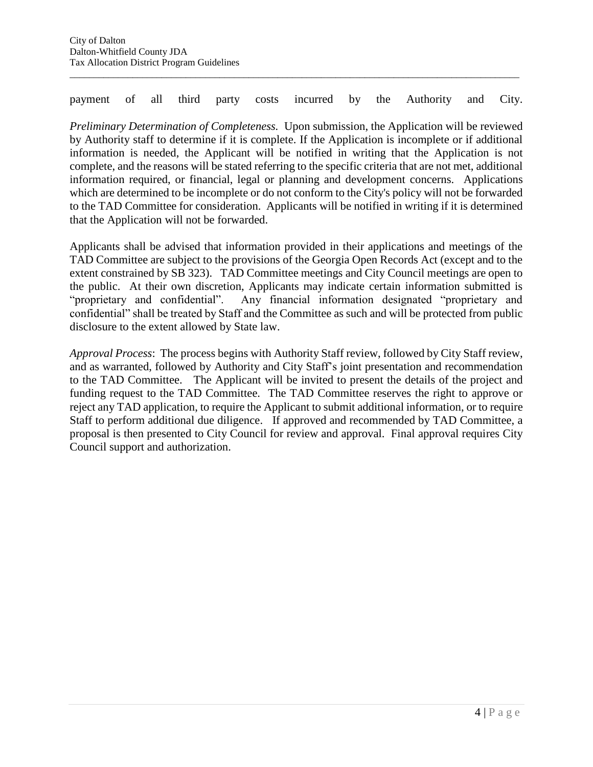payment of all third party costs incurred by the Authority and City.

*Preliminary Determination of Completeness.* Upon submission, the Application will be reviewed by Authority staff to determine if it is complete. If the Application is incomplete or if additional information is needed, the Applicant will be notified in writing that the Application is not complete, and the reasons will be stated referring to the specific criteria that are not met, additional information required, or financial, legal or planning and development concerns. Applications which are determined to be incomplete or do not conform to the City's policy will not be forwarded to the TAD Committee for consideration. Applicants will be notified in writing if it is determined that the Application will not be forwarded.

Applicants shall be advised that information provided in their applications and meetings of the TAD Committee are subject to the provisions of the Georgia Open Records Act (except and to the extent constrained by SB 323). TAD Committee meetings and City Council meetings are open to the public. At their own discretion, Applicants may indicate certain information submitted is "proprietary and confidential". Any financial information designated "proprietary and confidential" shall be treated by Staff and the Committee as such and will be protected from public disclosure to the extent allowed by State law.

*Approval Process*: The process begins with Authority Staff review, followed by City Staff review, and as warranted, followed by Authority and City Staff's joint presentation and recommendation to the TAD Committee. The Applicant will be invited to present the details of the project and funding request to the TAD Committee. The TAD Committee reserves the right to approve or reject any TAD application, to require the Applicant to submit additional information, or to require Staff to perform additional due diligence. If approved and recommended by TAD Committee, a proposal is then presented to City Council for review and approval. Final approval requires City Council support and authorization.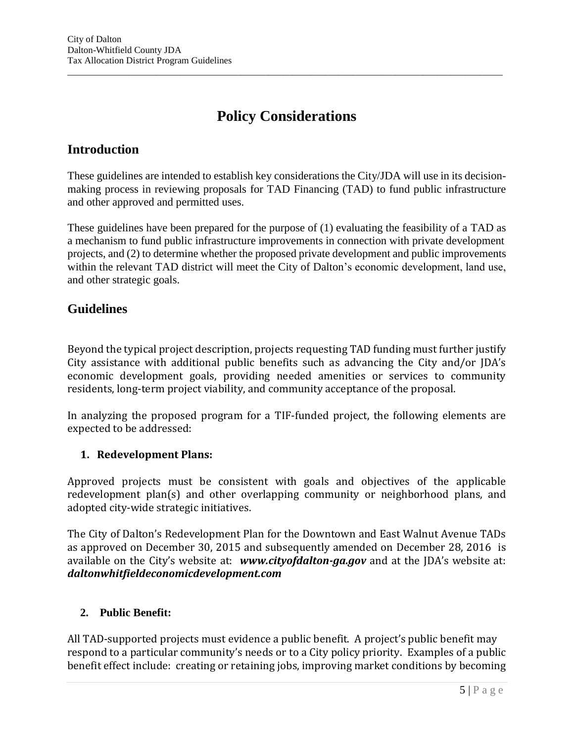# Policy Considerations

## Introduction

These guidelines are intended to establish key considerations the City/JDA will use in its decision-making process in reviewing proposals for TAD Financing (TAD) to fund public infrastructure and other approved and permitted uses.

These guidelines have been prepared for the purpose of (1) evaluating the feasibility of a TAD as a mechanism to fund public infrastructure improvements in connection with private development projects, and (2) to determine whether the proposed private development and public improvements within the relevant TAD district will meet the City of Dalton's economic development, land use, and other strategic goals.

## Guidelines

Beyond the typical project description, projects requesting TAD funding must further justify City assistance with additional public benefits such as advancing the City and/or JDA's economic development goals, providing needed amenities or services to community residents, long-term project viability, and community acceptance of the proposal.

In analyzing the proposed program for a TIF-funded project, the following elements are expected to be addressed:

1. **Redevelopment Plans:**

Approved projects must be consistent with goals and objectives of the applicable redevelopment plan(s) and other overlapping community or neighborhood plans, and adopted city-wide strategic initiatives.

The City of Dalton's Redevelopment Plan for the Downtown and East Walnut Avenue TADs as approved on December 30, 2015 and subsequently amended on December 28, 2016 is available on the City's website at: ***www.cityofdalton-ga.gov*** and at the JDA's website at: ***daltonwhitfieldeconomicdevelopment.com***

2. **Public Benefit:**

All TAD-supported projects must evidence a public benefit. A project's public benefit may respond to a particular community's needs or to a City policy priority. Examples of a public benefit effect include: creating or retaining jobs, improving market conditions by becoming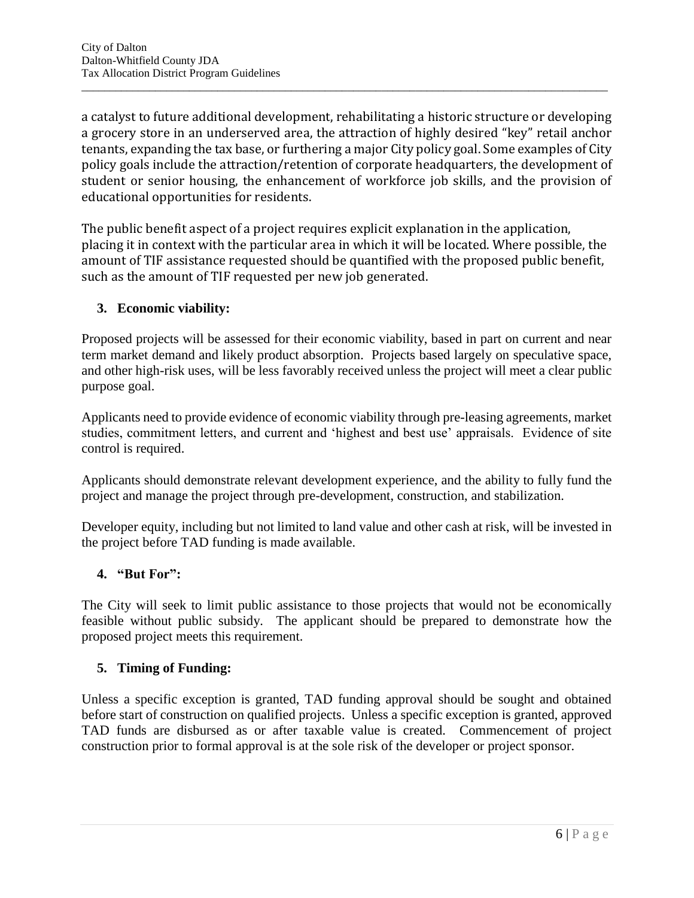a catalyst to future additional development, rehabilitating a historic structure or developing a grocery store in an underserved area, the attraction of highly desired "key" retail anchor tenants, expanding the tax base, or furthering a major City policy goal. Some examples of City policy goals include the attraction/retention of corporate headquarters, the development of student or senior housing, the enhancement of workforce job skills, and the provision of educational opportunities for residents.

The public benefit aspect of a project requires explicit explanation in the application, placing it in context with the particular area in which it will be located. Where possible, the amount of TIF assistance requested should be quantified with the proposed public benefit, such as the amount of TIF requested per new job generated.

**3. Economic viability:**

Proposed projects will be assessed for their economic viability, based in part on current and near term market demand and likely product absorption. Projects based largely on speculative space, and other high-risk uses, will be less favorably received unless the project will meet a clear public purpose goal.

Applicants need to provide evidence of economic viability through pre-leasing agreements, market studies, commitment letters, and current and 'highest and best use' appraisals. Evidence of site control is required.

Applicants should demonstrate relevant development experience, and the ability to fully fund the project and manage the project through pre-development, construction, and stabilization.

Developer equity, including but not limited to land value and other cash at risk, will be invested in the project before TAD funding is made available.

**4. "But For":**

The City will seek to limit public assistance to those projects that would not be economically feasible without public subsidy. The applicant should be prepared to demonstrate how the proposed project meets this requirement.

**5. Timing of Funding:**

Unless a specific exception is granted, TAD funding approval should be sought and obtained before start of construction on qualified projects. Unless a specific exception is granted, approved TAD funds are disbursed as or after taxable value is created. Commencement of project construction prior to formal approval is at the sole risk of the developer or project sponsor.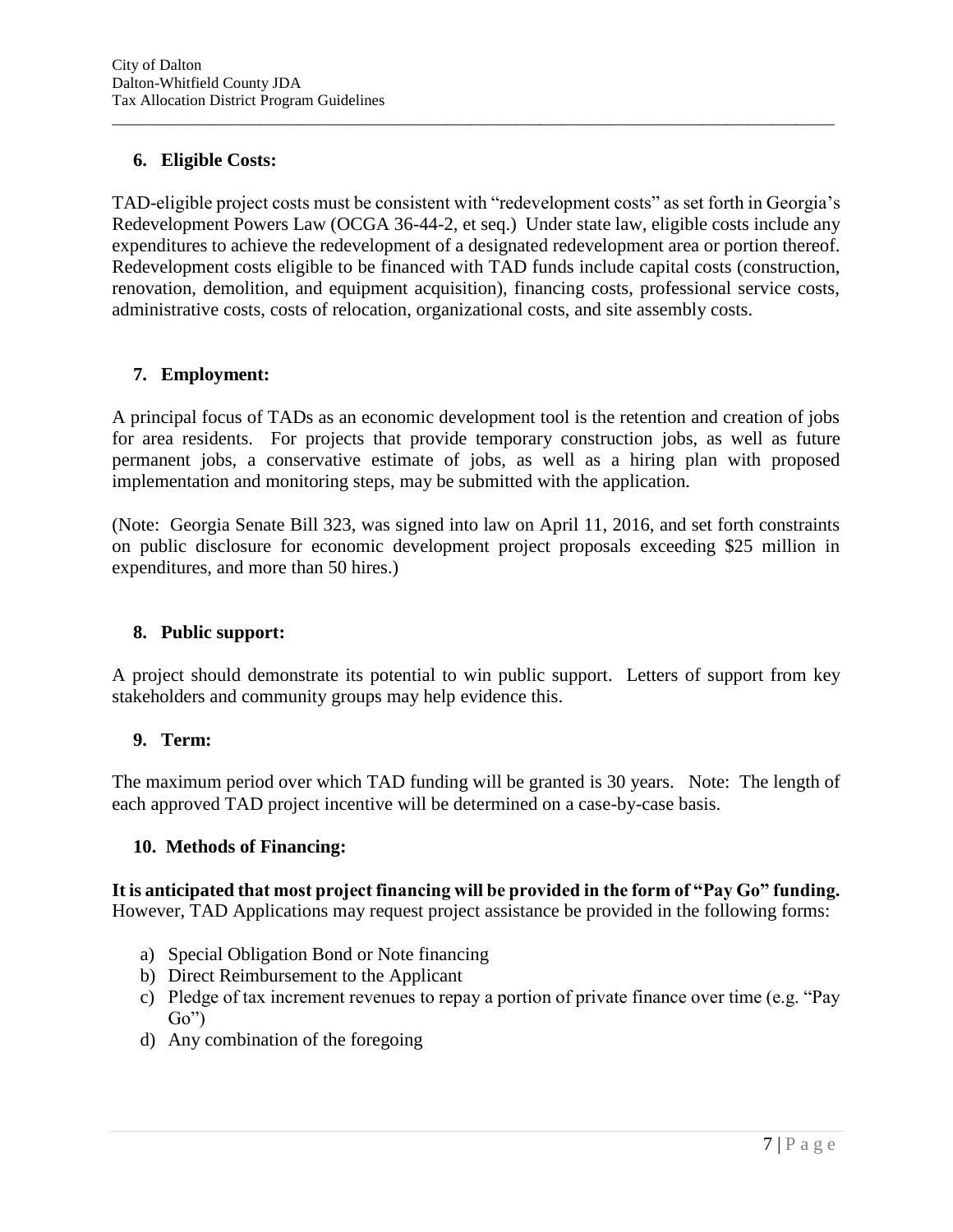### 6. Eligible Costs:

TAD-eligible project costs must be consistent with "redevelopment costs" as set forth in Georgia's Redevelopment Powers Law (OCGA 36-44-2, et seq.) Under state law, eligible costs include any expenditures to achieve the redevelopment of a designated redevelopment area or portion thereof. Redevelopment costs eligible to be financed with TAD funds include capital costs (construction, renovation, demolition, and equipment acquisition), financing costs, professional service costs, administrative costs, costs of relocation, organizational costs, and site assembly costs.

### 7. Employment:

A principal focus of TADs as an economic development tool is the retention and creation of jobs for area residents. For projects that provide temporary construction jobs, as well as future permanent jobs, a conservative estimate of jobs, as well as a hiring plan with proposed implementation and monitoring steps, may be submitted with the application.

(Note: Georgia Senate Bill 323, was signed into law on April 11, 2016, and set forth constraints on public disclosure for economic development project proposals exceeding $25 million in expenditures, and more than 50 hires.)

### 8. Public support:

A project should demonstrate its potential to win public support. Letters of support from key stakeholders and community groups may help evidence this.

### 9. Term:

The maximum period over which TAD funding will be granted is 30 years. Note: The length of each approved TAD project incentive will be determined on a case-by-case basis.

### 10. Methods of Financing:

**It is anticipated that most project financing will be provided in the form of "Pay Go" funding.** However, TAD Applications may request project assistance be provided in the following forms:

a) Special Obligation Bond or Note financing
b) Direct Reimbursement to the Applicant
c) Pledge of tax increment revenues to repay a portion of private finance over time (e.g. "Pay Go")
d) Any combination of the foregoing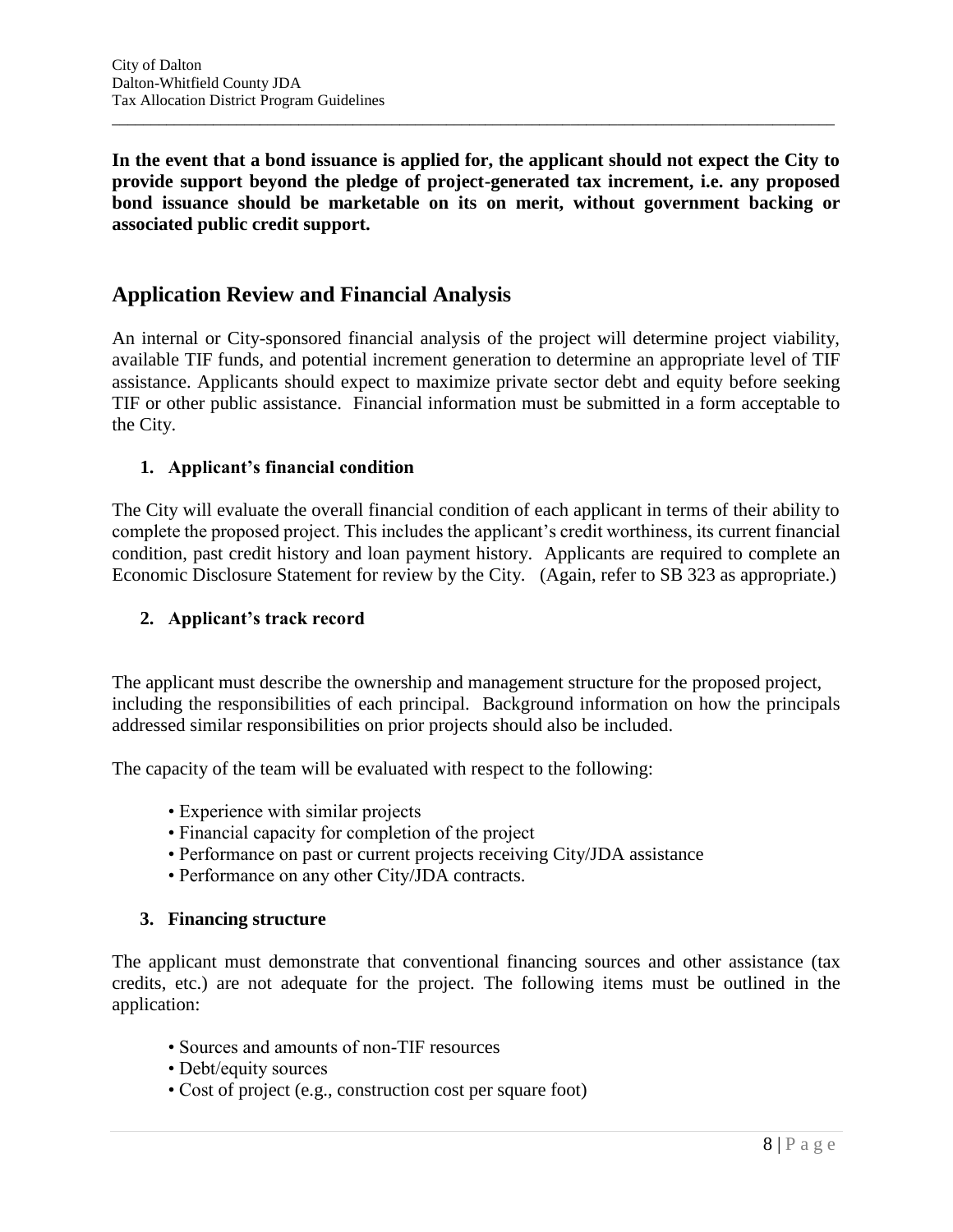**In the event that a bond issuance is applied for, the applicant should not expect the City to provide support beyond the pledge of project-generated tax increment, i.e. any proposed bond issuance should be marketable on its on merit, without government backing or associated public credit support.**

## Application Review and Financial Analysis

An internal or City-sponsored financial analysis of the project will determine project viability, available TIF funds, and potential increment generation to determine an appropriate level of TIF assistance. Applicants should expect to maximize private sector debt and equity before seeking TIF or other public assistance. Financial information must be submitted in a form acceptable to the City.

### 1. Applicant's financial condition

The City will evaluate the overall financial condition of each applicant in terms of their ability to complete the proposed project. This includes the applicant's credit worthiness, its current financial condition, past credit history and loan payment history. Applicants are required to complete an Economic Disclosure Statement for review by the City. (Again, refer to SB 323 as appropriate.)

### 2. Applicant's track record

The applicant must describe the ownership and management structure for the proposed project, including the responsibilities of each principal. Background information on how the principals addressed similar responsibilities on prior projects should also be included.

The capacity of the team will be evaluated with respect to the following:

- Experience with similar projects
- Financial capacity for completion of the project
- Performance on past or current projects receiving City/JDA assistance
- Performance on any other City/JDA contracts.

### 3. Financing structure

The applicant must demonstrate that conventional financing sources and other assistance (tax credits, etc.) are not adequate for the project. The following items must be outlined in the application:

- Sources and amounts of non-TIF resources
- Debt/equity sources
- Cost of project (e.g., construction cost per square foot)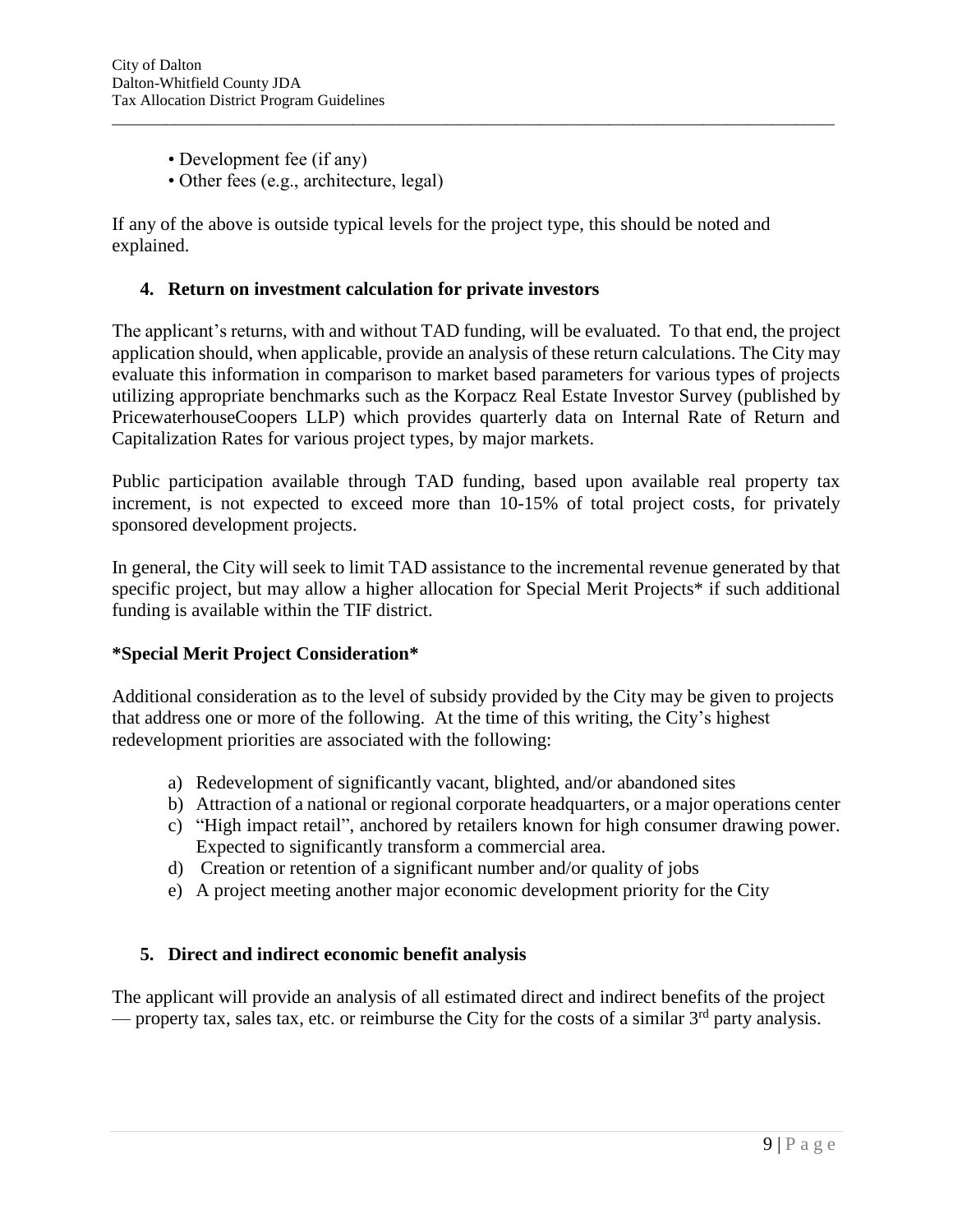- Development fee (if any)
- Other fees (e.g., architecture, legal)

If any of the above is outside typical levels for the project type, this should be noted and explained.

### 4. Return on investment calculation for private investors

The applicant's returns, with and without TAD funding, will be evaluated. To that end, the project application should, when applicable, provide an analysis of these return calculations. The City may evaluate this information in comparison to market based parameters for various types of projects utilizing appropriate benchmarks such as the Korpacz Real Estate Investor Survey (published by PricewaterhouseCoopers LLP) which provides quarterly data on Internal Rate of Return and Capitalization Rates for various project types, by major markets.

Public participation available through TAD funding, based upon available real property tax increment, is not expected to exceed more than 10-15% of total project costs, for privately sponsored development projects.

In general, the City will seek to limit TAD assistance to the incremental revenue generated by that specific project, but may allow a higher allocation for Special Merit Projects* if such additional funding is available within the TIF district.

**\*Special Merit Project Consideration\***

Additional consideration as to the level of subsidy provided by the City may be given to projects that address one or more of the following. At the time of this writing, the City's highest redevelopment priorities are associated with the following:

a) Redevelopment of significantly vacant, blighted, and/or abandoned sites
b) Attraction of a national or regional corporate headquarters, or a major operations center
c) "High impact retail", anchored by retailers known for high consumer drawing power. Expected to significantly transform a commercial area.
d) Creation or retention of a significant number and/or quality of jobs
e) A project meeting another major economic development priority for the City

### 5. Direct and indirect economic benefit analysis

The applicant will provide an analysis of all estimated direct and indirect benefits of the project — property tax, sales tax, etc. or reimburse the City for the costs of a similar 3rd party analysis.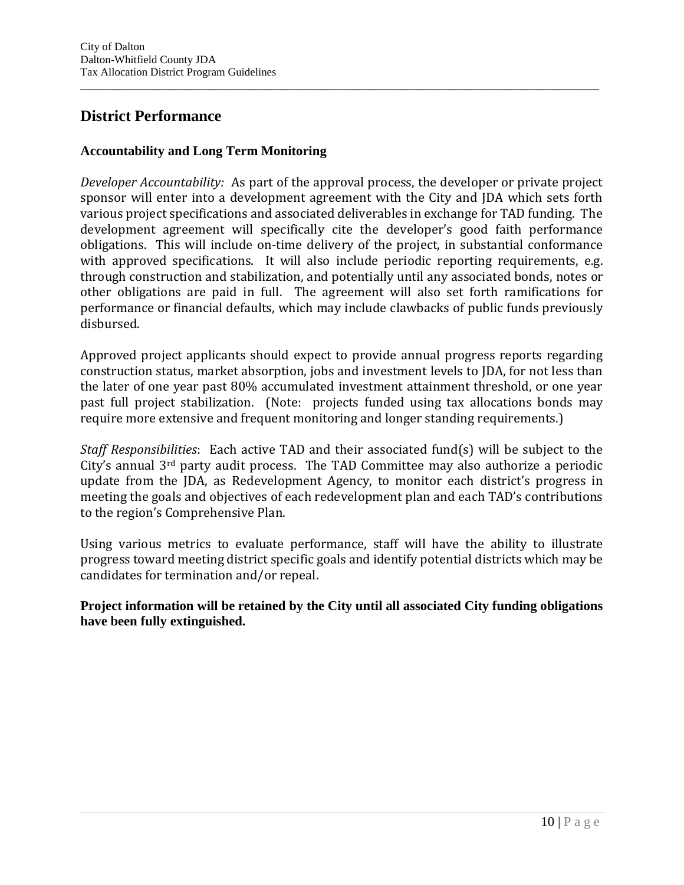## District Performance

### Accountability and Long Term Monitoring

*Developer Accountability:* As part of the approval process, the developer or private project sponsor will enter into a development agreement with the City and JDA which sets forth various project specifications and associated deliverables in exchange for TAD funding. The development agreement will specifically cite the developer's good faith performance obligations. This will include on-time delivery of the project, in substantial conformance with approved specifications. It will also include periodic reporting requirements, e.g. through construction and stabilization, and potentially until any associated bonds, notes or other obligations are paid in full. The agreement will also set forth ramifications for performance or financial defaults, which may include clawbacks of public funds previously disbursed.

Approved project applicants should expect to provide annual progress reports regarding construction status, market absorption, jobs and investment levels to JDA, for not less than the later of one year past 80% accumulated investment attainment threshold, or one year past full project stabilization. (Note: projects funded using tax allocations bonds may require more extensive and frequent monitoring and longer standing requirements.)

*Staff Responsibilities*: Each active TAD and their associated fund(s) will be subject to the City's annual 3rd party audit process. The TAD Committee may also authorize a periodic update from the JDA, as Redevelopment Agency, to monitor each district's progress in meeting the goals and objectives of each redevelopment plan and each TAD's contributions to the region's Comprehensive Plan.

Using various metrics to evaluate performance, staff will have the ability to illustrate progress toward meeting district specific goals and identify potential districts which may be candidates for termination and/or repeal.

**Project information will be retained by the City until all associated City funding obligations have been fully extinguished.**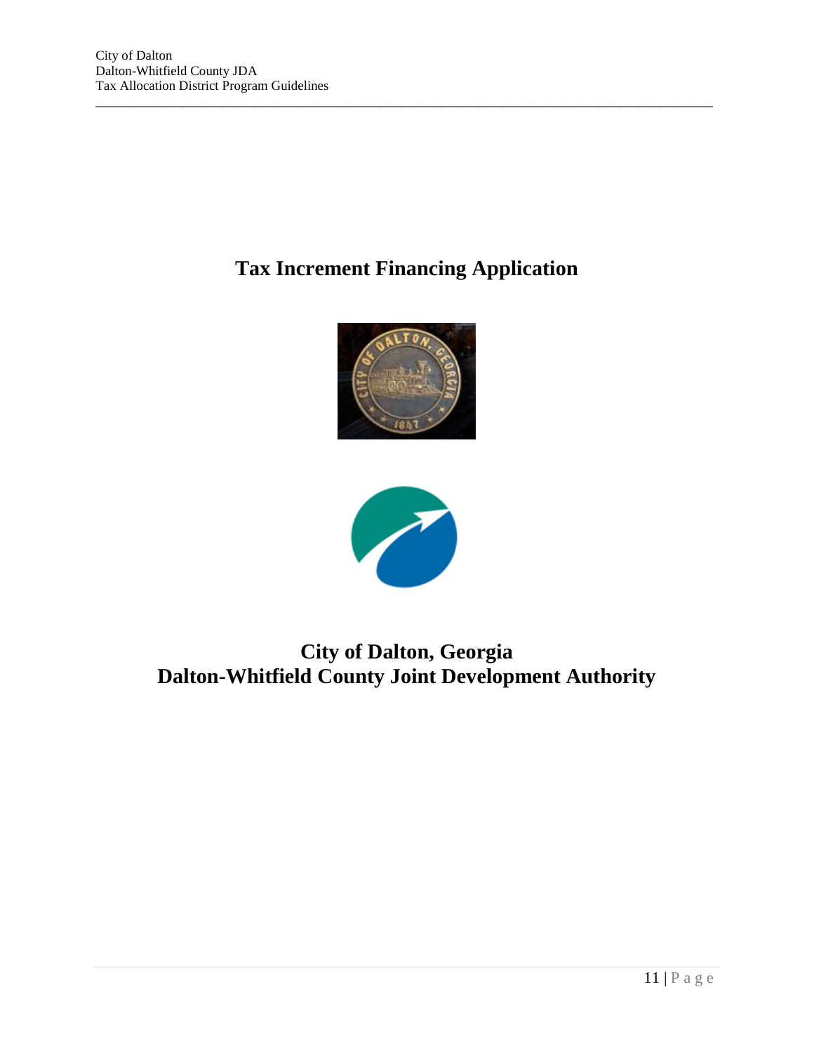# Tax Increment Financing Application

## City of Dalton, Georgia
## Dalton-Whitfield County Joint Development Authority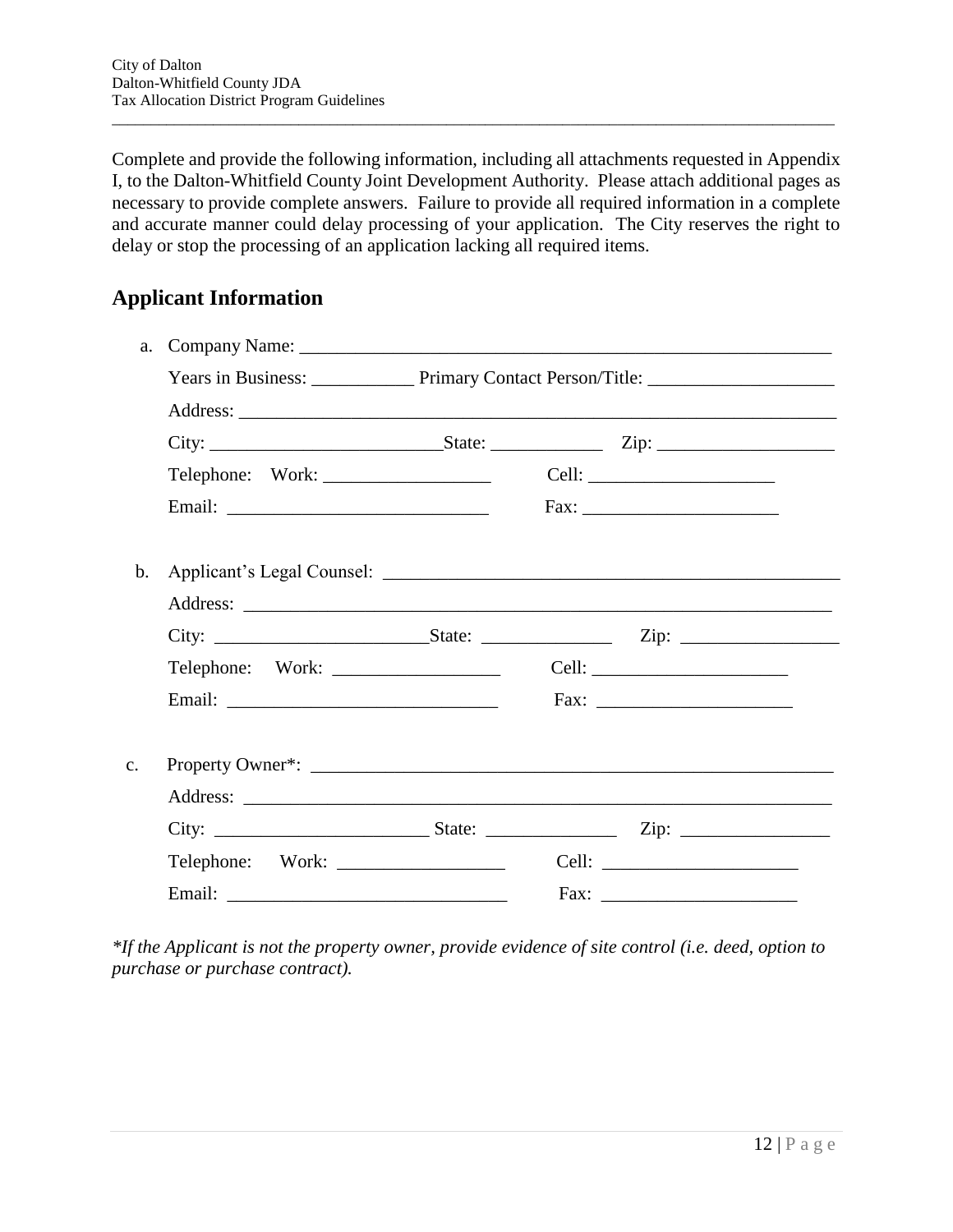Complete and provide the following information, including all attachments requested in Appendix I, to the Dalton-Whitfield County Joint Development Authority. Please attach additional pages as necessary to provide complete answers. Failure to provide all required information in a complete and accurate manner could delay processing of your application. The City reserves the right to delay or stop the processing of an application lacking all required items.

## Applicant Information

a. Company Name: ___________________________________________________________

Years in Business: ___________ Primary Contact Person/Title: ____________________

Address: _________________________________________________________________

City: _________________________State: ____________ Zip: ___________________

Telephone: Work: __________________ Cell: ____________________

Email: ____________________________ Fax: _____________________

b. Applicant's Legal Counsel: __________________________________________________

Address: _________________________________________________________________

City: ______________________State: ______________ Zip: _________________

Telephone: Work: __________________ Cell: _____________________

Email: _____________________________ Fax: _____________________

c. Property Owner*: ________________________________________________________

Address: _________________________________________________________________

City: _______________________ State: ______________ Zip: ________________

Telephone: Work: __________________ Cell: _____________________

Email: ______________________________ Fax: _____________________

*\*If the Applicant is not the property owner, provide evidence of site control (i.e. deed, option to purchase or purchase contract).*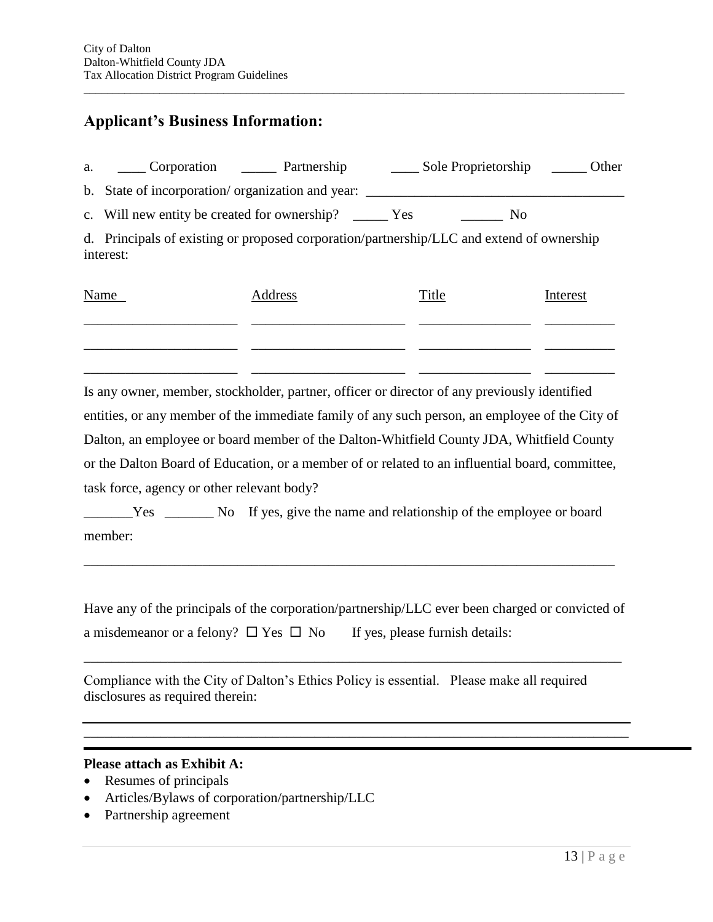## Applicant's Business Information:

a. ____ Corporation _____ Partnership ____ Sole Proprietorship _____ Other

b. State of incorporation/ organization and year: ____________________________________

c. Will new entity be created for ownership? _____ Yes ______ No

d. Principals of existing or proposed corporation/partnership/LLC and extend of ownership interest:

| Name | Address | Title | Interest |
|---|---|---|---|
| ______________________ | ______________________ | ________________ | __________ |
| ______________________ | ______________________ | ________________ | __________ |
| ______________________ | ______________________ | ________________ | __________ |

Is any owner, member, stockholder, partner, officer or director of any previously identified entities, or any member of the immediate family of any such person, an employee of the City of Dalton, an employee or board member of the Dalton-Whitfield County JDA, Whitfield County or the Dalton Board of Education, or a member of or related to an influential board, committee, task force, agency or other relevant body?

_______Yes _______ No If yes, give the name and relationship of the employee or board member:

______________________________________________________________________________

Have any of the principals of the corporation/partnership/LLC ever been charged or convicted of a misdemeanor or a felony? ☐ Yes ☐ No If yes, please furnish details:

______________________________________________________________________________

Compliance with the City of Dalton's Ethics Policy is essential. Please make all required disclosures as required therein:

______________________________________________________________________________

______________________________________________________________________________

**Please attach as Exhibit A:**

- Resumes of principals
- Articles/Bylaws of corporation/partnership/LLC
- Partnership agreement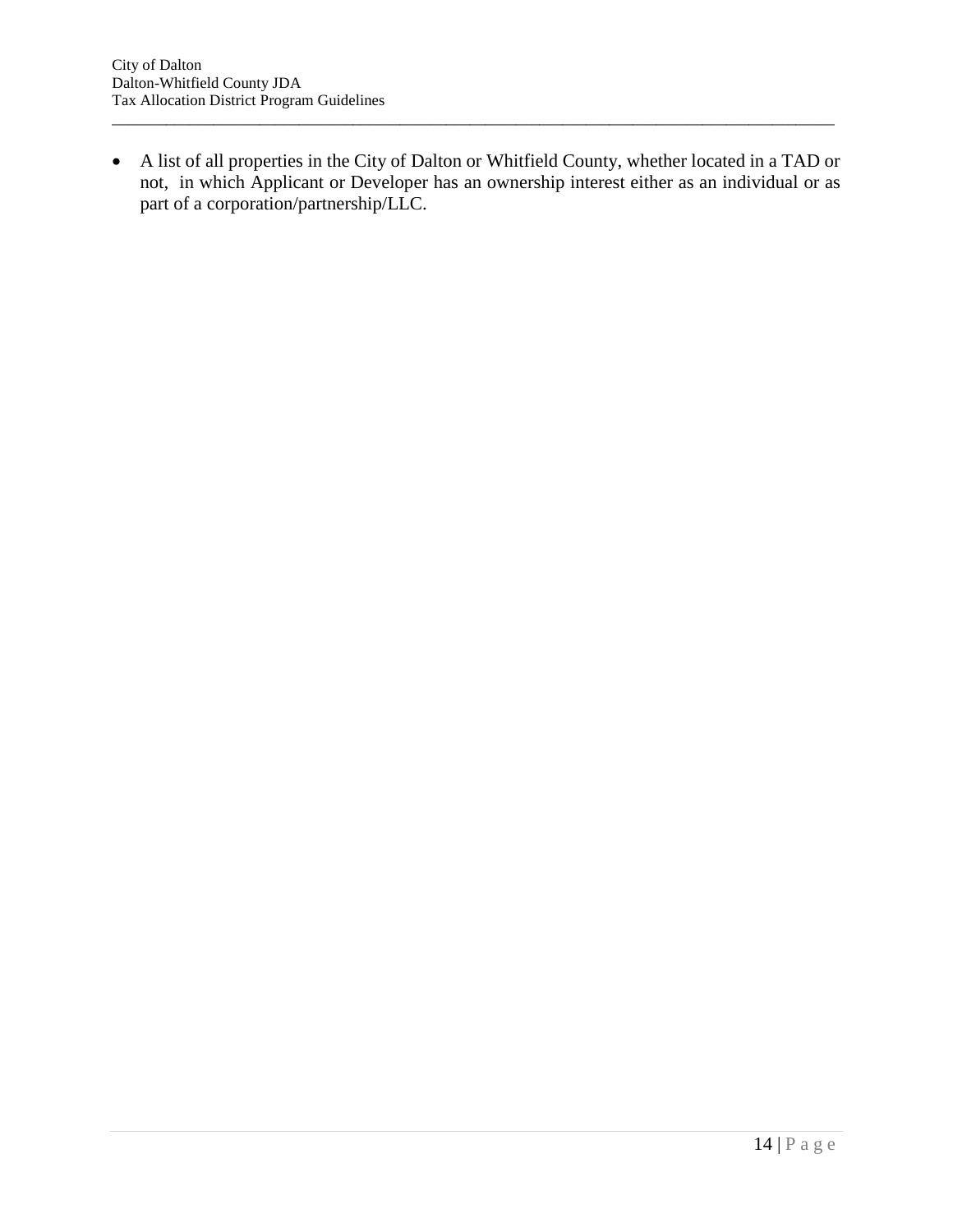- A list of all properties in the City of Dalton or Whitfield County, whether located in a TAD or not, in which Applicant or Developer has an ownership interest either as an individual or as part of a corporation/partnership/LLC.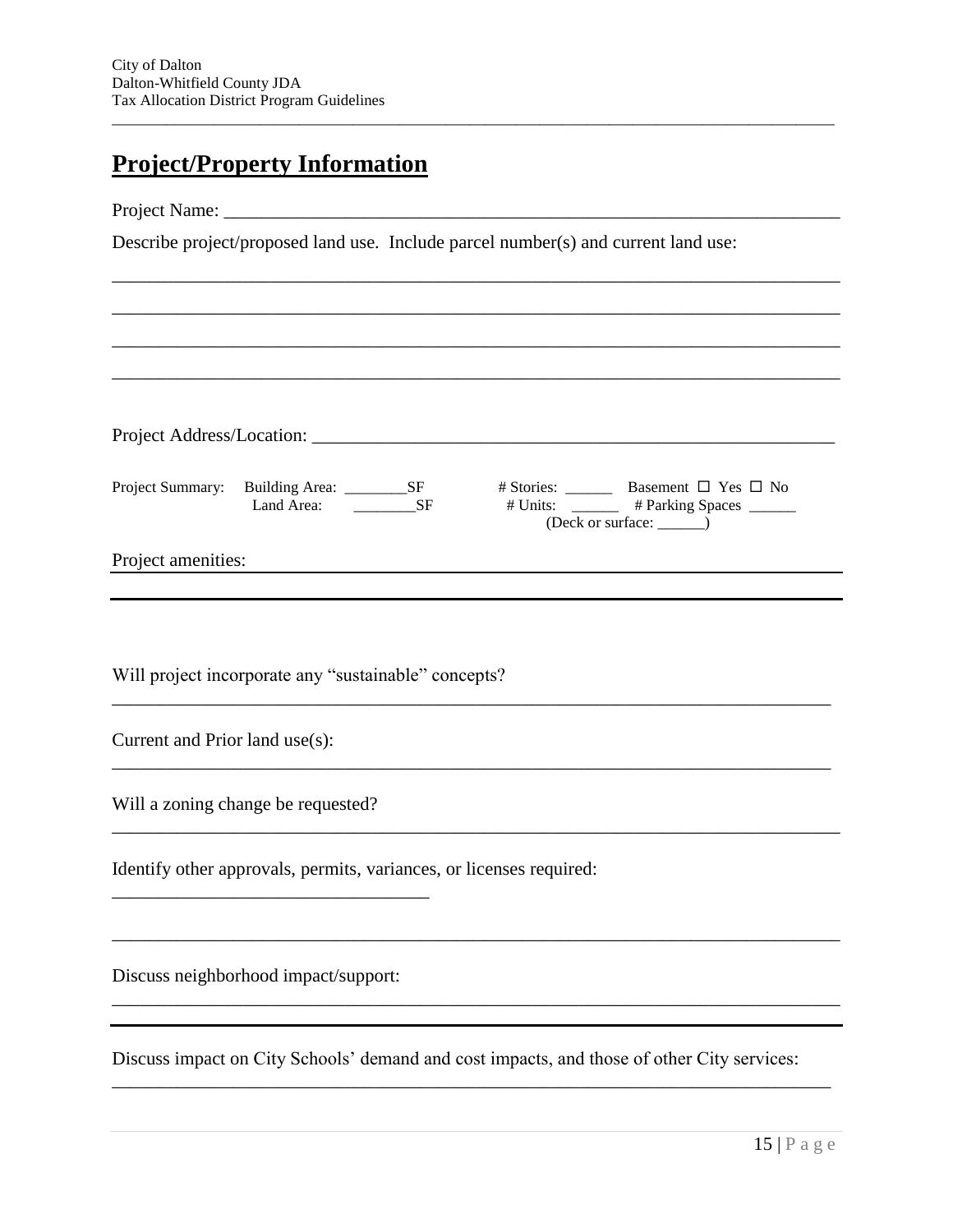## **Project/Property Information**

Project Name: ___________________________________________________________________

Describe project/proposed land use. Include parcel number(s) and current land use:

_______________________________________________________________________________

_______________________________________________________________________________

_______________________________________________________________________________

_______________________________________________________________________________

Project Address/Location: _______________________________________________________

Project Summary: Building Area: ________SF     # Stories: ______ Basement ☐ Yes ☐ No
Land Area: ________SF     # Units: ______ # Parking Spaces ______
(Deck or surface: ______)

Project amenities: _______________________________________________________________

_______________________________________________________________________________

Will project incorporate any "sustainable" concepts?

_______________________________________________________________________________

Current and Prior land use(s):

_______________________________________________________________________________

Will a zoning change be requested?

_______________________________________________________________________________

Identify other approvals, permits, variances, or licenses required:

_________________________________

_______________________________________________________________________________

Discuss neighborhood impact/support:

_______________________________________________________________________________

_______________________________________________________________________________

Discuss impact on City Schools' demand and cost impacts, and those of other City services:

_______________________________________________________________________________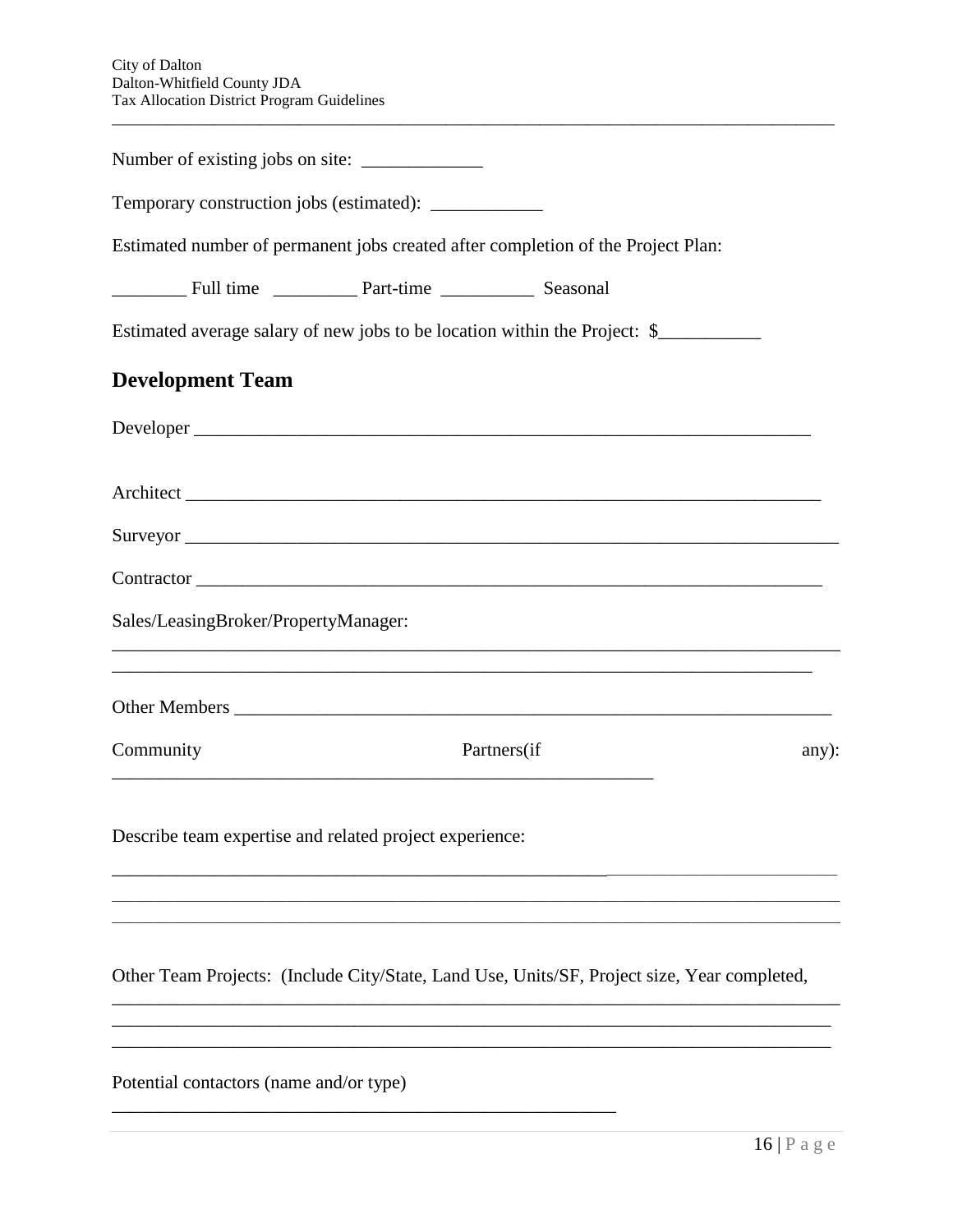Number of existing jobs on site: _____________

Temporary construction jobs (estimated): ____________

Estimated number of permanent jobs created after completion of the Project Plan:

________ Full time _________ Part-time __________ Seasonal

Estimated average salary of new jobs to be location within the Project: $___________

## Development Team

Developer ____________________________________________________________________

Architect ____________________________________________________________________

Surveyor _____________________________________________________________________

Contractor ___________________________________________________________________

Sales/LeasingBroker/PropertyManager:

_____________________________________________________________________________

_____________________________________________________________________________

Other Members ________________________________________________________________

Community Partners(if any):

_____________________________________________________________

Describe team expertise and related project experience:

_____________________________________________________________________________

_____________________________________________________________________________

_____________________________________________________________________________

Other Team Projects: (Include City/State, Land Use, Units/SF, Project size, Year completed,

_____________________________________________________________________________

_____________________________________________________________________________

_____________________________________________________________________________

Potential contactors (name and/or type)

_________________________________________________________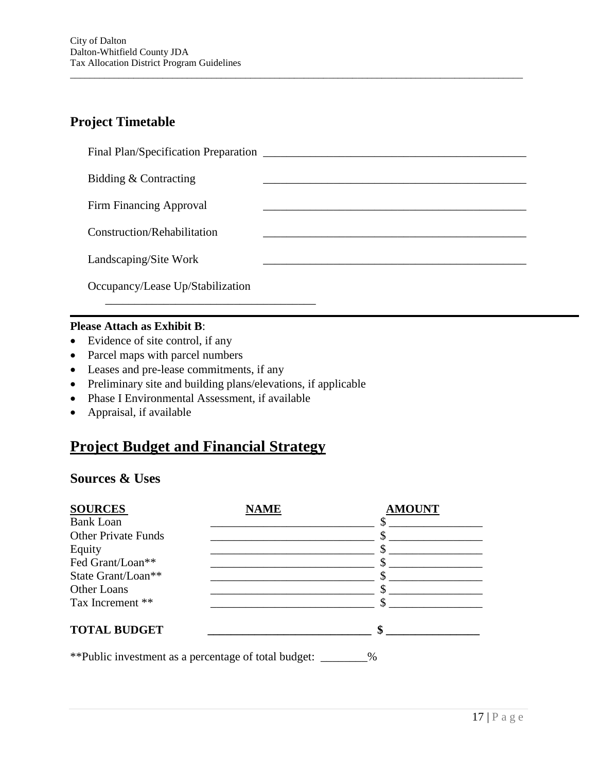## Project Timetable

Final Plan/Specification Preparation _______________________________________________

Bidding & Contracting _______________________________________________

Firm Financing Approval _______________________________________________

Construction/Rehabilitation _______________________________________________

Landscaping/Site Work _______________________________________________

Occupancy/Lease Up/Stabilization
_____________________________________

---

**Please Attach as Exhibit B**:

- Evidence of site control, if any
- Parcel maps with parcel numbers
- Leases and pre-lease commitments, if any
- Preliminary site and building plans/elevations, if applicable
- Phase I Environmental Assessment, if available
- Appraisal, if available

# Project Budget and Financial Strategy

## Sources & Uses

| SOURCES | NAME | AMOUNT |
|---|---|---|
| Bank Loan | _____________________________ | $ ________________ |
| Other Private Funds | _____________________________ | $ ________________ |
| Equity | _____________________________ | $ ________________ |
| Fed Grant/Loan** | _____________________________ | $ ________________ |
| State Grant/Loan** | _____________________________ | $ ________________ |
| Other Loans | _____________________________ | $ ________________ |
| Tax Increment ** | _____________________________ | $ ________________ |
| **TOTAL BUDGET** | **_____________________________** | **$ ________________** |

**Public investment as a percentage of total budget: ________%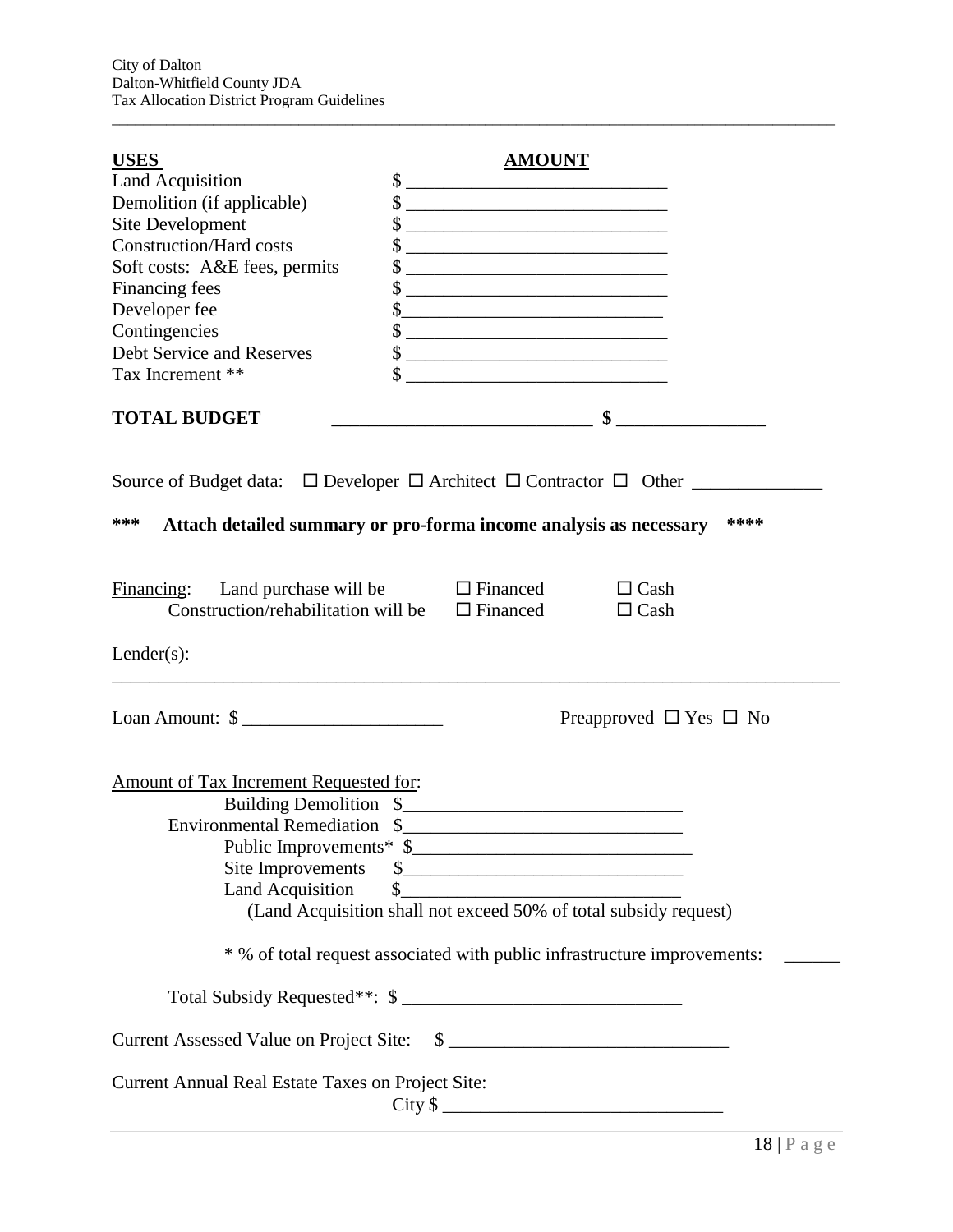| **USES** | **AMOUNT** |
|---|---|
| Land Acquisition | $ ____________________________ |
| Demolition (if applicable) | $ ____________________________ |
| Site Development | $ ____________________________ |
| Construction/Hard costs | $ ____________________________ |
| Soft costs: A&E fees, permits | $ ____________________________ |
| Financing fees | $ ____________________________ |
| Developer fee | $____________________________ |
| Contingencies | $ ____________________________ |
| Debt Service and Reserves | $ ____________________________ |
| Tax Increment ** | $ ____________________________ |

**TOTAL BUDGET** ____________________________ **$ ________________**

Source of Budget data: ☐ Developer ☐ Architect ☐ Contractor ☐ Other ______________

**\*\*\* Attach detailed summary or pro-forma income analysis as necessary \*\*\*\***

Financing: Land purchase will be ☐ Financed ☐ Cash
Construction/rehabilitation will be ☐ Financed ☐ Cash

Lender(s):

________________________________________________________________________________

Loan Amount: $ ______________________ Preapproved ☐ Yes ☐ No

Amount of Tax Increment Requested for:

Building Demolition $______________________________
Environmental Remediation $______________________________
Public Improvements* $______________________________
Site Improvements $______________________________
Land Acquisition $______________________________
(Land Acquisition shall not exceed 50% of total subsidy request)

\* % of total request associated with public infrastructure improvements: ______

Total Subsidy Requested**: $ ______________________________

Current Assessed Value on Project Site: $ ______________________________

Current Annual Real Estate Taxes on Project Site:
City $ ______________________________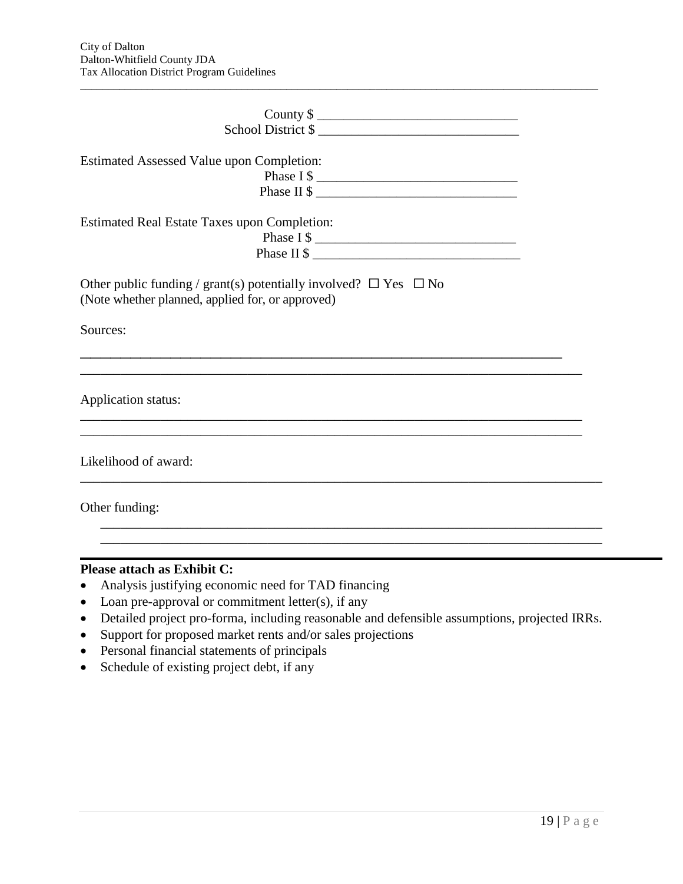County $ ______________________________

School District $ ______________________________

Estimated Assessed Value upon Completion:

Phase I $ ______________________________

Phase II $ ______________________________

Estimated Real Estate Taxes upon Completion:

Phase I $ ______________________________

Phase II $ ______________________________

Other public funding / grant(s) potentially involved? ☐ Yes ☐ No
(Note whether planned, applied for, or approved)

Sources:

______________________________________________________________________________

______________________________________________________________________________

Application status:

______________________________________________________________________________

______________________________________________________________________________

Likelihood of award:

______________________________________________________________________________

Other funding:

______________________________________________________________________________

______________________________________________________________________________

**Please attach as Exhibit C:**

- Analysis justifying economic need for TAD financing
- Loan pre-approval or commitment letter(s), if any
- Detailed project pro-forma, including reasonable and defensible assumptions, projected IRRs.
- Support for proposed market rents and/or sales projections
- Personal financial statements of principals
- Schedule of existing project debt, if any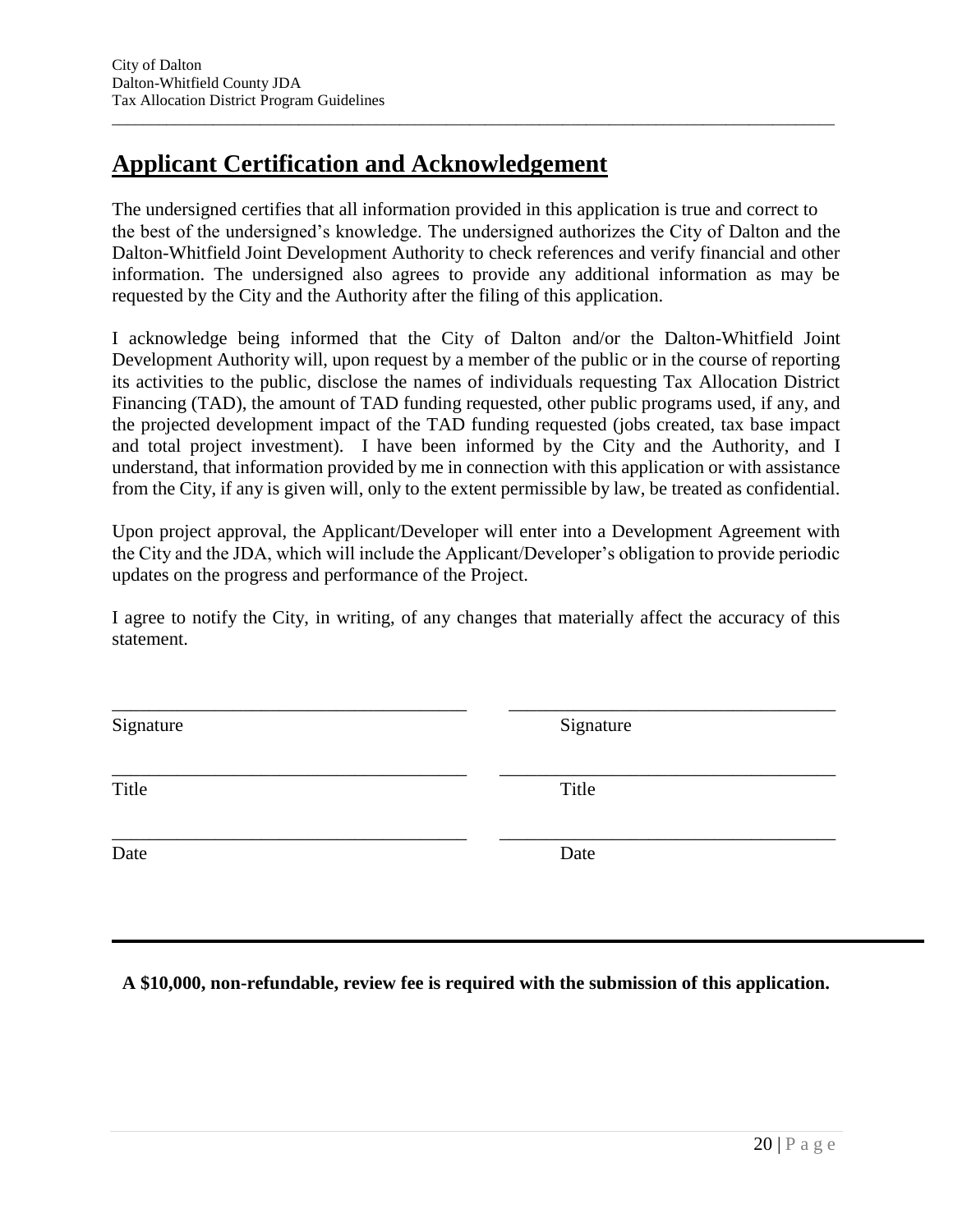## Applicant Certification and Acknowledgement

The undersigned certifies that all information provided in this application is true and correct to the best of the undersigned's knowledge. The undersigned authorizes the City of Dalton and the Dalton-Whitfield Joint Development Authority to check references and verify financial and other information. The undersigned also agrees to provide any additional information as may be requested by the City and the Authority after the filing of this application.

I acknowledge being informed that the City of Dalton and/or the Dalton-Whitfield Joint Development Authority will, upon request by a member of the public or in the course of reporting its activities to the public, disclose the names of individuals requesting Tax Allocation District Financing (TAD), the amount of TAD funding requested, other public programs used, if any, and the projected development impact of the TAD funding requested (jobs created, tax base impact and total project investment). I have been informed by the City and the Authority, and I understand, that information provided by me in connection with this application or with assistance from the City, if any is given will, only to the extent permissible by law, be treated as confidential.

Upon project approval, the Applicant/Developer will enter into a Development Agreement with the City and the JDA, which will include the Applicant/Developer's obligation to provide periodic updates on the progress and performance of the Project.

I agree to notify the City, in writing, of any changes that materially affect the accuracy of this statement.

| | |
|---|---|
| \_\_\_\_\_\_\_\_\_\_\_\_\_\_\_\_\_\_\_\_\_\_\_\_\_\_\_\_\_\_\_\_\_\_\_\_\_ | \_\_\_\_\_\_\_\_\_\_\_\_\_\_\_\_\_\_\_\_\_\_\_\_\_\_\_\_\_\_\_\_\_\_\_\_\_ |
| Signature | Signature |
| \_\_\_\_\_\_\_\_\_\_\_\_\_\_\_\_\_\_\_\_\_\_\_\_\_\_\_\_\_\_\_\_\_\_\_\_\_ | \_\_\_\_\_\_\_\_\_\_\_\_\_\_\_\_\_\_\_\_\_\_\_\_\_\_\_\_\_\_\_\_\_\_\_\_\_ |
| Title | Title |
| \_\_\_\_\_\_\_\_\_\_\_\_\_\_\_\_\_\_\_\_\_\_\_\_\_\_\_\_\_\_\_\_\_\_\_\_\_ | \_\_\_\_\_\_\_\_\_\_\_\_\_\_\_\_\_\_\_\_\_\_\_\_\_\_\_\_\_\_\_\_\_\_\_\_\_ |
| Date | Date |

---

**A $10,000, non-refundable, review fee is required with the submission of this application.**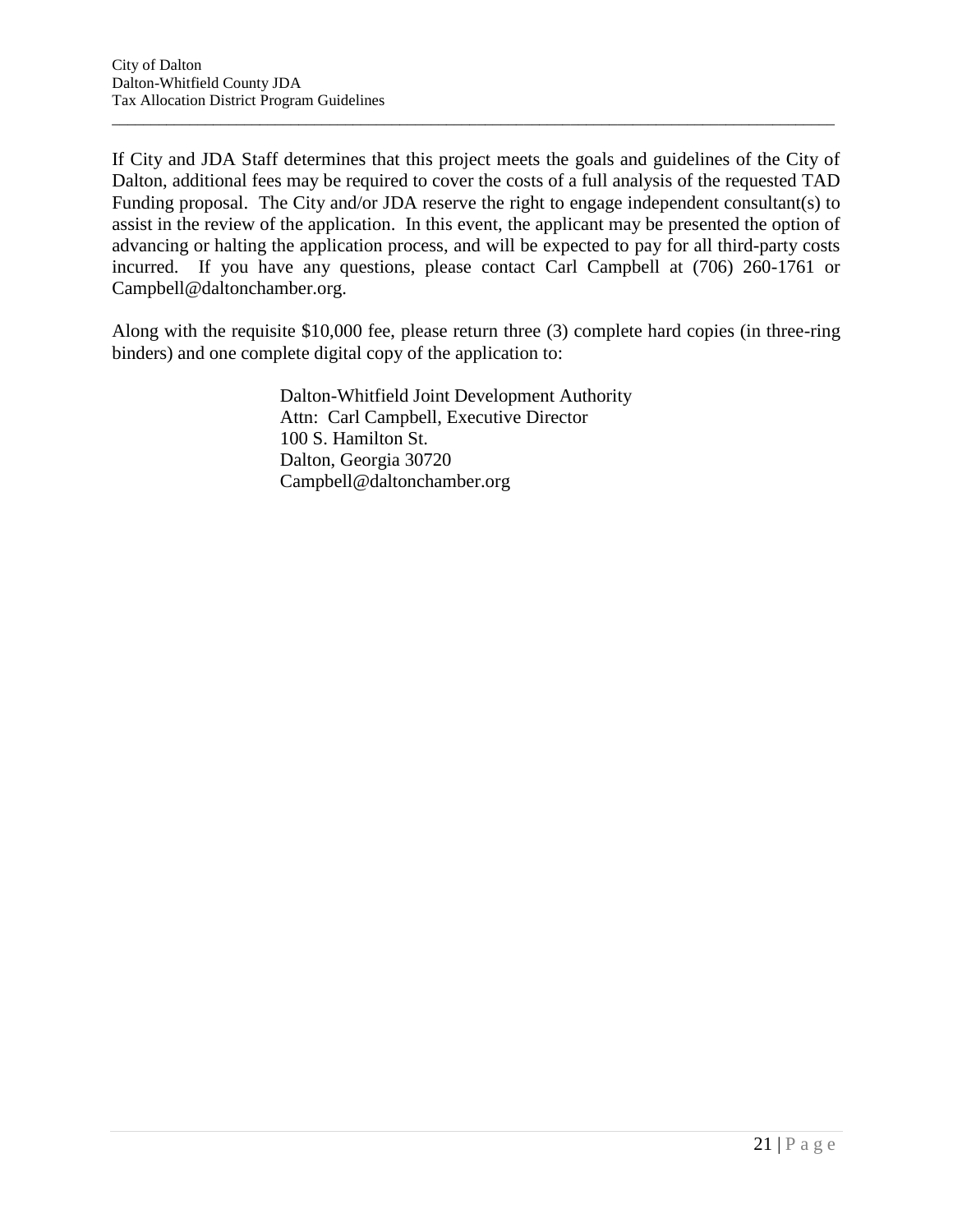If City and JDA Staff determines that this project meets the goals and guidelines of the City of Dalton, additional fees may be required to cover the costs of a full analysis of the requested TAD Funding proposal. The City and/or JDA reserve the right to engage independent consultant(s) to assist in the review of the application. In this event, the applicant may be presented the option of advancing or halting the application process, and will be expected to pay for all third-party costs incurred. If you have any questions, please contact Carl Campbell at (706) 260-1761 or Campbell@daltonchamber.org.

Along with the requisite $10,000 fee, please return three (3) complete hard copies (in three-ring binders) and one complete digital copy of the application to:

> Dalton-Whitfield Joint Development Authority
> Attn: Carl Campbell, Executive Director
> 100 S. Hamilton St.
> Dalton, Georgia 30720
> Campbell@daltonchamber.org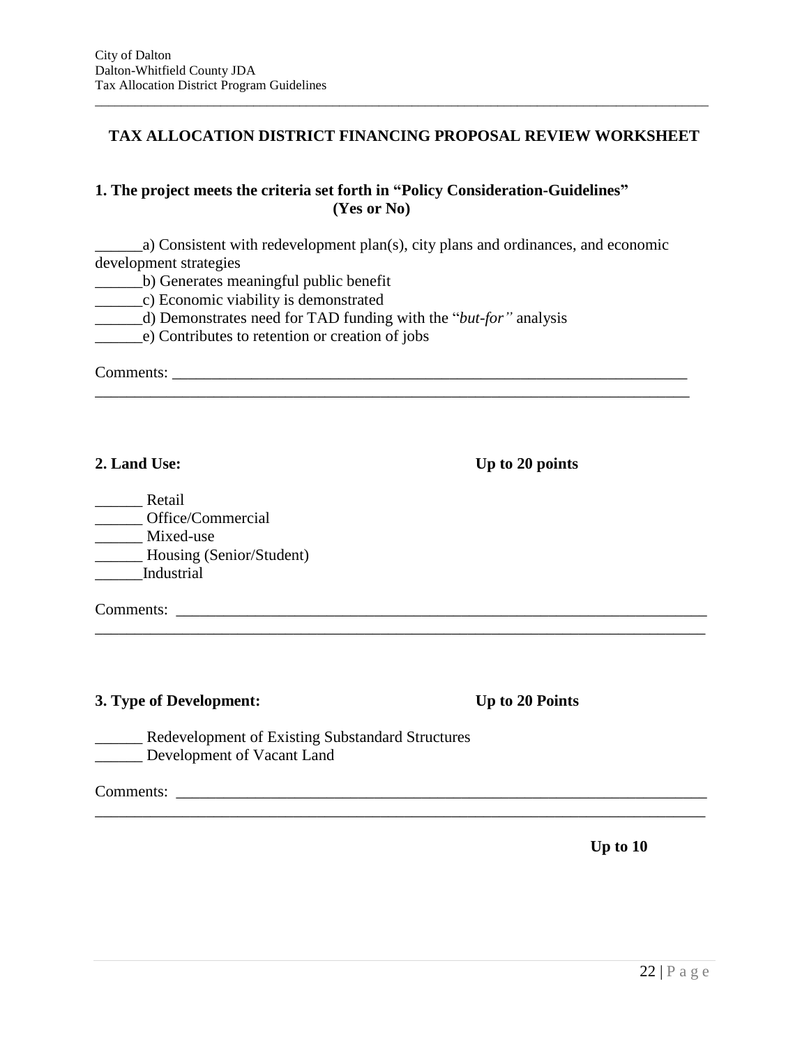## TAX ALLOCATION DISTRICT FINANCING PROPOSAL REVIEW WORKSHEET

**1. The project meets the criteria set forth in "Policy Consideration-Guidelines" (Yes or No)**

______a) Consistent with redevelopment plan(s), city plans and ordinances, and economic development strategies
______b) Generates meaningful public benefit
______c) Economic viability is demonstrated
______d) Demonstrates need for TAD funding with the "*but-for"* analysis
______e) Contributes to retention or creation of jobs

Comments: ____________________________________________________________________
______________________________________________________________________________

**2. Land Use:** **Up to 20 points**

______ Retail
______ Office/Commercial
______ Mixed-use
______ Housing (Senior/Student)
______Industrial

Comments: ____________________________________________________________________
______________________________________________________________________________

**3. Type of Development:** **Up to 20 Points**

______ Redevelopment of Existing Substandard Structures
______ Development of Vacant Land

Comments: ____________________________________________________________________
______________________________________________________________________________

**Up to 10**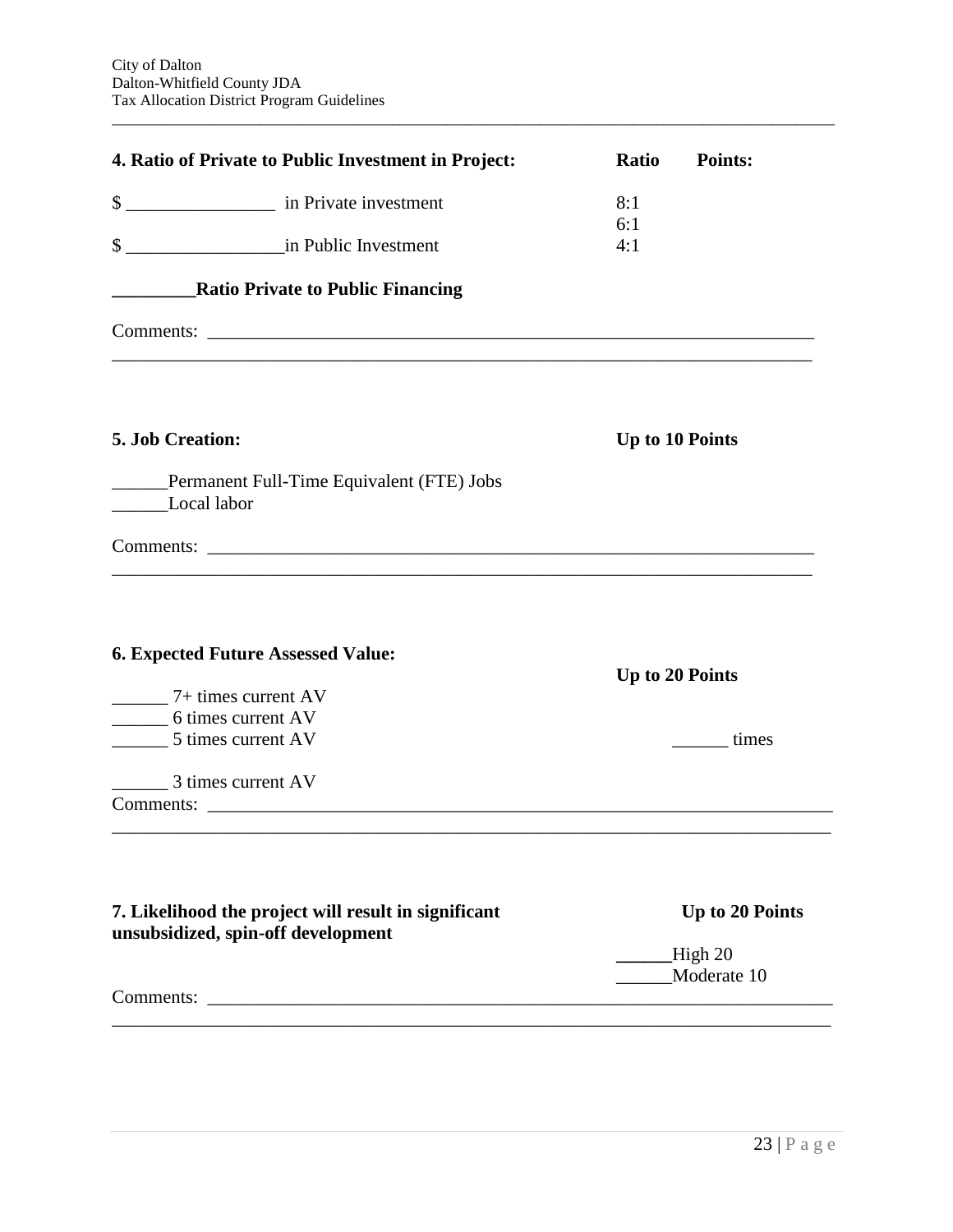**4. Ratio of Private to Public Investment in Project:** **Ratio** **Points:**

$ ________________ in Private investment 8:1

6:1

$ _________________in Public Investment 4:1

**_________Ratio Private to Public Financing**

Comments: ____________________________________________________________________
_____________________________________________________________________________

**5. Job Creation:** **Up to 10 Points**

______Permanent Full-Time Equivalent (FTE) Jobs
______Local labor

Comments: ____________________________________________________________________
_____________________________________________________________________________

**6. Expected Future Assessed Value:** **Up to 20 Points**

______ 7+ times current AV
______ 6 times current AV
______ 5 times current AV ______ times

______ 3 times current AV

Comments: ____________________________________________________________________
_____________________________________________________________________________

**7. Likelihood the project will result in significant unsubsidized, spin-off development** **Up to 20 Points**

______High 20
______Moderate 10

Comments: ____________________________________________________________________
_____________________________________________________________________________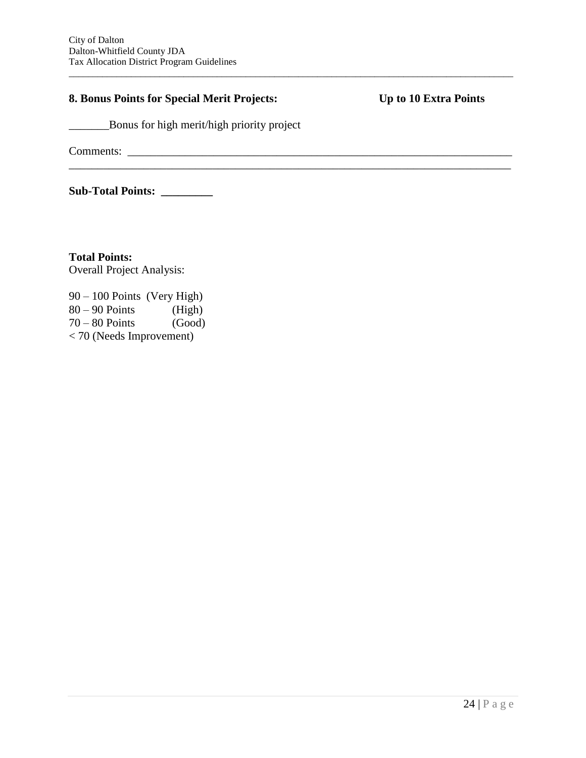**8. Bonus Points for Special Merit Projects: Up to 10 Extra Points**

_______Bonus for high merit/high priority project

Comments: ____________________________________________________________________
_____________________________________________________________________________

**Sub-Total Points: _________**

**Total Points:**
Overall Project Analysis:

90 – 100 Points (Very High)
80 – 90 Points (High)
70 – 80 Points (Good)
< 70 (Needs Improvement)